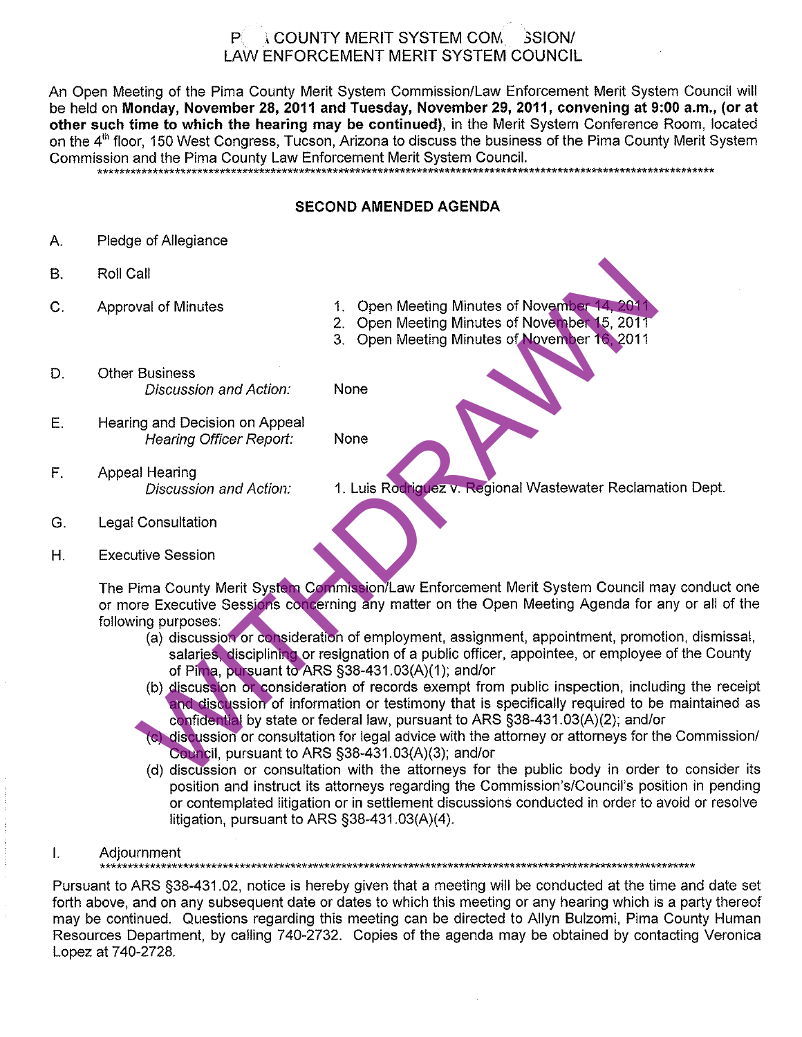# PIMA COUNTY MERIT SYSTEM COMMISSION/
# LAW ENFORCEMENT MERIT SYSTEM COUNCIL

An Open Meeting of the Pima County Merit System Commission/Law Enforcement Merit System Council will be held on **Monday, November 28, 2011 and Tuesday, November 29, 2011, convening at 9:00 a.m., (or at other such time to which the hearing may be continued)**, in the Merit System Conference Room, located on the 4th floor, 150 West Congress, Tucson, Arizona to discuss the business of the Pima County Merit System Commission and the Pima County Law Enforcement Merit System Council.

************************************************************************************************************

## SECOND AMENDED AGENDA

WITHDRAWN

A. Pledge of Allegiance

B. Roll Call

C. Approval of Minutes
   1. Open Meeting Minutes of November 14, 2011
   2. Open Meeting Minutes of November 15, 2011
   3. Open Meeting Minutes of November 16, 2011

D. Other Business
   *Discussion and Action:* None

E. Hearing and Decision on Appeal
   *Hearing Officer Report:* None

F. Appeal Hearing
   *Discussion and Action:* 1. Luis Rodriguez v. Regional Wastewater Reclamation Dept.

G. Legal Consultation

H. Executive Session

   The Pima County Merit System Commission/Law Enforcement Merit System Council may conduct one or more Executive Sessions concerning any matter on the Open Meeting Agenda for any or all of the following purposes:
   
   (a) discussion or consideration of employment, assignment, appointment, promotion, dismissal, salaries, disciplining or resignation of a public officer, appointee, or employee of the County of Pima, pursuant to ARS §38-431.03(A)(1); and/or
   
   (b) discussion or consideration of records exempt from public inspection, including the receipt and discussion of information or testimony that is specifically required to be maintained as confidential by state or federal law, pursuant to ARS §38-431.03(A)(2); and/or
   
   (c) discussion or consultation for legal advice with the attorney or attorneys for the Commission/Council, pursuant to ARS §38-431.03(A)(3); and/or
   
   (d) discussion or consultation with the attorneys for the public body in order to consider its position and instruct its attorneys regarding the Commission's/Council's position in pending or contemplated litigation or in settlement discussions conducted in order to avoid or resolve litigation, pursuant to ARS §38-431.03(A)(4).

I. Adjournment

************************************************************************************************************

Pursuant to ARS §38-431.02, notice is hereby given that a meeting will be conducted at the time and date set forth above, and on any subsequent date or dates to which this meeting or any hearing which is a party thereof may be continued. Questions regarding this meeting can be directed to Allyn Bulzomi, Pima County Human Resources Department, by calling 740-2732. Copies of the agenda may be obtained by contacting Veronica Lopez at 740-2728.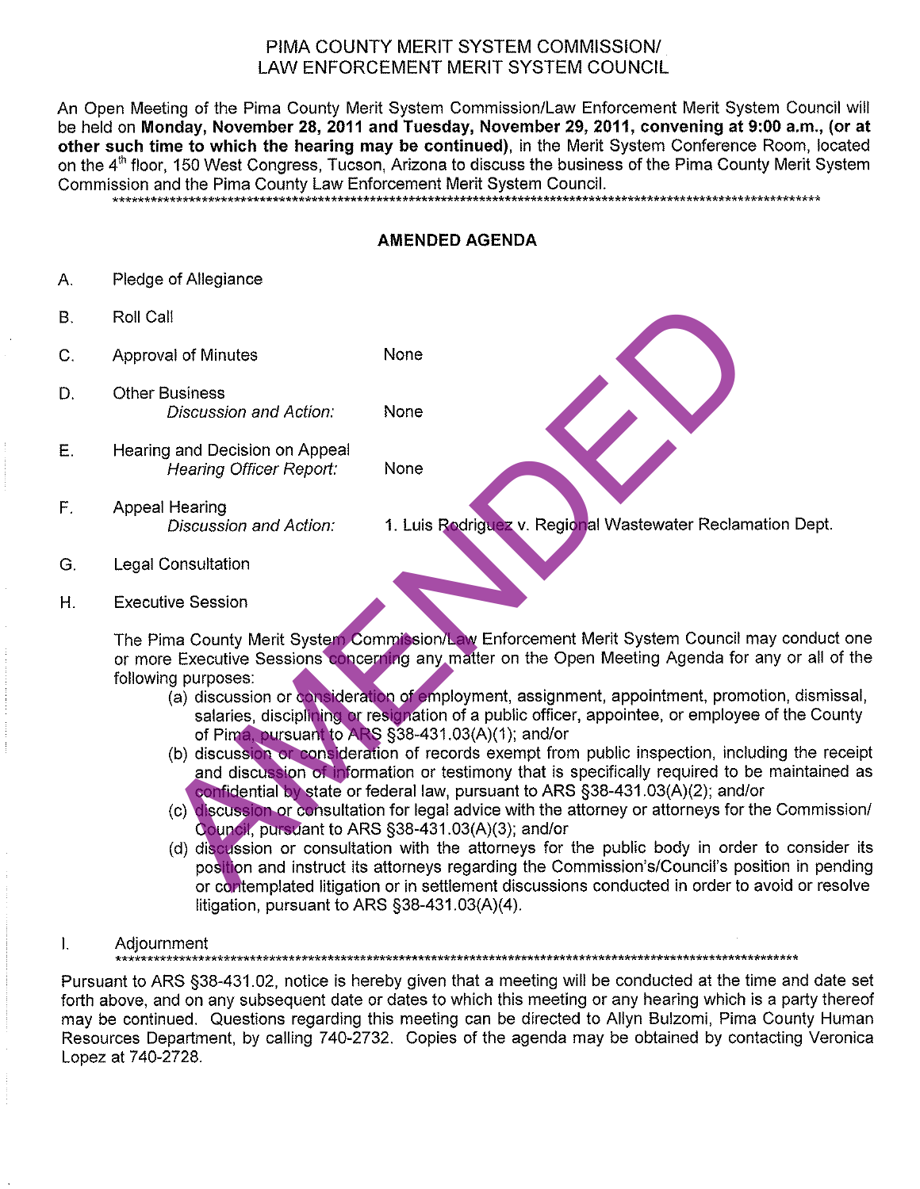# PIMA COUNTY MERIT SYSTEM COMMISSION/ LAW ENFORCEMENT MERIT SYSTEM COUNCIL

An Open Meeting of the Pima County Merit System Commission/Law Enforcement Merit System Council will be held on **Monday, November 28, 2011 and Tuesday, November 29, 2011, convening at 9:00 a.m., (or at other such time to which the hearing may be continued)**, in the Merit System Conference Room, located on the 4th floor, 150 West Congress, Tucson, Arizona to discuss the business of the Pima County Merit System Commission and the Pima County Law Enforcement Merit System Council.

---

## AMENDED AGENDA

A. Pledge of Allegiance

B. Roll Call

C. Approval of Minutes — None

D. Other Business
   *Discussion and Action:* None

E. Hearing and Decision on Appeal
   *Hearing Officer Report:* None

F. Appeal Hearing
   *Discussion and Action:* 1. Luis Rodriguez v. Regional Wastewater Reclamation Dept.

G. Legal Consultation

H. Executive Session

The Pima County Merit System Commission/Law Enforcement Merit System Council may conduct one or more Executive Sessions concerning any matter on the Open Meeting Agenda for any or all of the following purposes:

(a) discussion or consideration of employment, assignment, appointment, promotion, dismissal, salaries, disciplining or resignation of a public officer, appointee, or employee of the County of Pima, pursuant to ARS §38-431.03(A)(1); and/or

(b) discussion or consideration of records exempt from public inspection, including the receipt and discussion of information or testimony that is specifically required to be maintained as confidential by state or federal law, pursuant to ARS §38-431.03(A)(2); and/or

(c) discussion or consultation for legal advice with the attorney or attorneys for the Commission/ Council, pursuant to ARS §38-431.03(A)(3); and/or

(d) discussion or consultation with the attorneys for the public body in order to consider its position and instruct its attorneys regarding the Commission's/Council's position in pending or contemplated litigation or in settlement discussions conducted in order to avoid or resolve litigation, pursuant to ARS §38-431.03(A)(4).

I. Adjournment

---

Pursuant to ARS §38-431.02, notice is hereby given that a meeting will be conducted at the time and date set forth above, and on any subsequent date or dates to which this meeting or any hearing which is a party thereof may be continued. Questions regarding this meeting can be directed to Allyn Bulzomi, Pima County Human Resources Department, by calling 740-2732. Copies of the agenda may be obtained by contacting Veronica Lopez at 740-2728.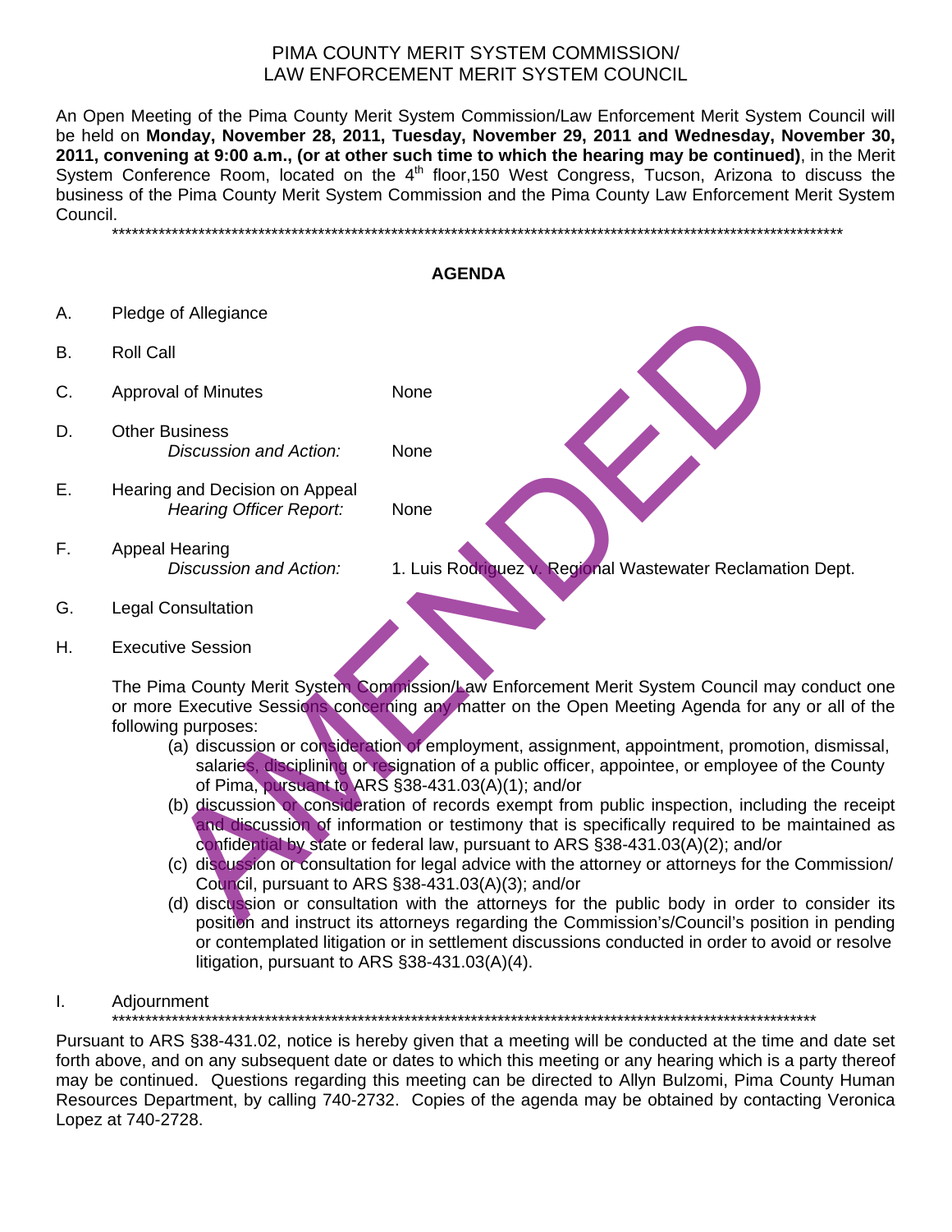# PIMA COUNTY MERIT SYSTEM COMMISSION/ LAW ENFORCEMENT MERIT SYSTEM COUNCIL

An Open Meeting of the Pima County Merit System Commission/Law Enforcement Merit System Council will be held on **Monday, November 28, 2011, Tuesday, November 29, 2011 and Wednesday, November 30, 2011, convening at 9:00 a.m., (or at other such time to which the hearing may be continued)**, in the Merit System Conference Room, located on the 4th floor,150 West Congress, Tucson, Arizona to discuss the business of the Pima County Merit System Commission and the Pima County Law Enforcement Merit System Council.

\*\*\*\*\*\*\*\*\*\*\*\*\*\*\*\*\*\*\*\*\*\*\*\*\*\*\*\*\*\*\*\*\*\*\*\*\*\*\*\*\*\*\*\*\*\*\*\*\*\*\*\*\*\*\*\*\*\*\*\*\*\*\*\*\*\*\*\*\*\*\*\*\*\*\*\*\*\*\*\*\*\*\*\*\*\*\*\*\*\*\*\*\*\*\*\*\*\*\*\*\*\*\*\*\*\*\*\*\*\*\*\*

AMENDED

## AGENDA

A. Pledge of Allegiance

B. Roll Call

C. Approval of Minutes — None

D. Other Business
 *Discussion and Action:* — None

E. Hearing and Decision on Appeal
 *Hearing Officer Report:* — None

F. Appeal Hearing
 *Discussion and Action:* — 1. Luis Rodriguez v. Regional Wastewater Reclamation Dept.

G. Legal Consultation

H. Executive Session

The Pima County Merit System Commission/Law Enforcement Merit System Council may conduct one or more Executive Sessions concerning any matter on the Open Meeting Agenda for any or all of the following purposes:

(a) discussion or consideration of employment, assignment, appointment, promotion, dismissal, salaries, disciplining or resignation of a public officer, appointee, or employee of the County of Pima, pursuant to ARS §38-431.03(A)(1); and/or

(b) discussion or consideration of records exempt from public inspection, including the receipt and discussion of information or testimony that is specifically required to be maintained as confidential by state or federal law, pursuant to ARS §38-431.03(A)(2); and/or

(c) discussion or consultation for legal advice with the attorney or attorneys for the Commission/ Council, pursuant to ARS §38-431.03(A)(3); and/or

(d) discussion or consultation with the attorneys for the public body in order to consider its position and instruct its attorneys regarding the Commission's/Council's position in pending or contemplated litigation or in settlement discussions conducted in order to avoid or resolve litigation, pursuant to ARS §38-431.03(A)(4).

I. Adjournment

\*\*\*\*\*\*\*\*\*\*\*\*\*\*\*\*\*\*\*\*\*\*\*\*\*\*\*\*\*\*\*\*\*\*\*\*\*\*\*\*\*\*\*\*\*\*\*\*\*\*\*\*\*\*\*\*\*\*\*\*\*\*\*\*\*\*\*\*\*\*\*\*\*\*\*\*\*\*\*\*\*\*\*\*\*\*\*\*\*\*\*\*\*\*\*\*\*\*\*\*\*\*\*\*\*\*\*\*

Pursuant to ARS §38-431.02, notice is hereby given that a meeting will be conducted at the time and date set forth above, and on any subsequent date or dates to which this meeting or any hearing which is a party thereof may be continued. Questions regarding this meeting can be directed to Allyn Bulzomi, Pima County Human Resources Department, by calling 740-2732. Copies of the agenda may be obtained by contacting Veronica Lopez at 740-2728.